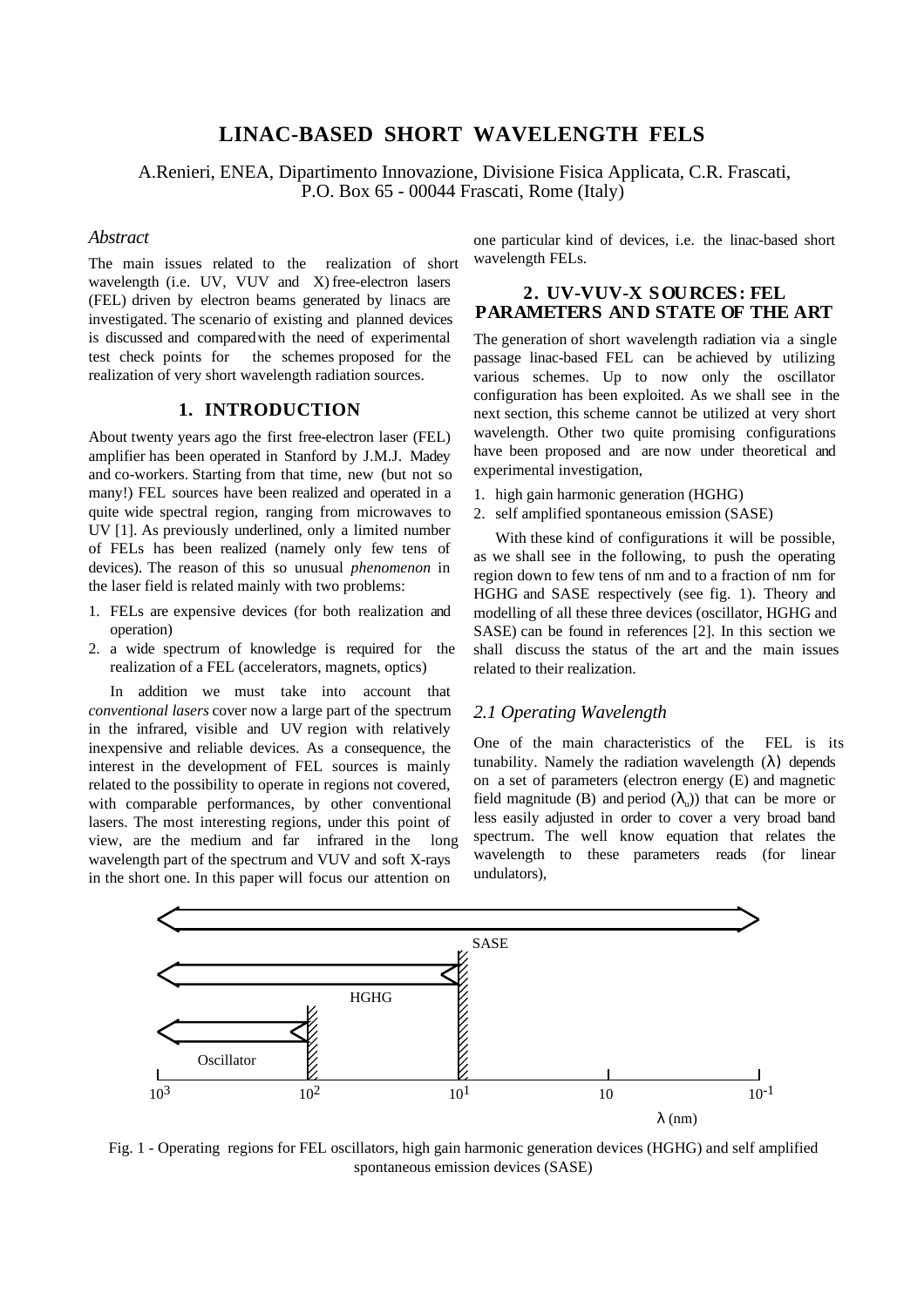# LINAC-BASED SHORT WAVELENGTH FELS

A.Renieri, ENEA, Dipartimento Innovazione, Divisione Fisica Applicata, C.R. Frascati, P.O. Box 65 - 00044 Frascati, Rome (Italy)

### *Abstract*

The main issues related to the realization of short wavelength (i.e. UV, VUV and X) free-electron lasers (FEL) driven by electron beams generated by linacs are investigated. The scenario of existing and planned devices is discussed and compared with the need of experimental test check points for the schemes proposed for the realization of very short wavelength radiation sources.

## 1. INTRODUCTION

About twenty years ago the first free-electron laser (FEL) amplifier has been operated in Stanford by J.M.J. Madey and co-workers. Starting from that time, new (but not so many!) FEL sources have been realized and operated in a quite wide spectral region, ranging from microwaves to UV [1]. As previously underlined, only a limited number of FELs has been realized (namely only few tens of devices). The reason of this so unusual *phenomenon* in the laser field is related mainly with two problems:

1. FELs are expensive devices (for both realization and operation)
2. a wide spectrum of knowledge is required for the realization of a FEL (accelerators, magnets, optics)

In addition we must take into account that *conventional lasers* cover now a large part of the spectrum in the infrared, visible and UV region with relatively inexpensive and reliable devices. As a consequence, the interest in the development of FEL sources is mainly related to the possibility to operate in regions not covered, with comparable performances, by other conventional lasers. The most interesting regions, under this point of view, are the medium and far infrared in the long wavelength part of the spectrum and VUV and soft X-rays in the short one. In this paper will focus our attention on one particular kind of devices, i.e. the linac-based short wavelength FELs.

## 2. UV-VUV-X SOURCES: FEL PARAMETERS AND STATE OF THE ART

The generation of short wavelength radiation via a single passage linac-based FEL can be achieved by utilizing various schemes. Up to now only the oscillator configuration has been exploited. As we shall see in the next section, this scheme cannot be utilized at very short wavelength. Other two quite promising configurations have been proposed and are now under theoretical and experimental investigation,

1. high gain harmonic generation (HGHG)
2. self amplified spontaneous emission (SASE)

With these kind of configurations it will be possible, as we shall see in the following, to push the operating region down to few tens of nm and to a fraction of nm for HGHG and SASE respectively (see fig. 1). Theory and modelling of all these three devices (oscillator, HGHG and SASE) can be found in references [2]. In this section we shall discuss the status of the art and the main issues related to their realization.

### *2.1 Operating Wavelength*

One of the main characteristics of the FEL is its tunability. Namely the radiation wavelength ($\lambda$) depends on a set of parameters (electron energy (E) and magnetic field magnitude (B) and period ($\lambda_u$)) that can be more or less easily adjusted in order to cover a very broad band spectrum. The well know equation that relates the wavelength to these parameters reads (for linear undulators),

Fig. 1 - Operating regions for FEL oscillators, high gain harmonic generation devices (HGHG) and self amplified spontaneous emission devices (SASE)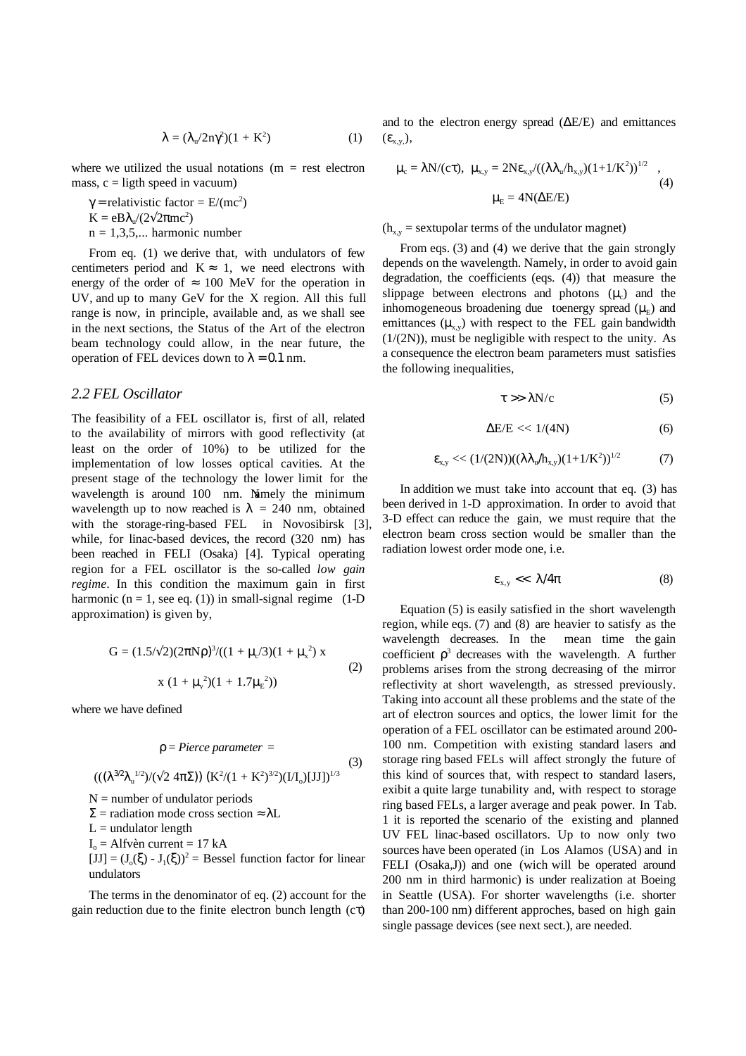$$\lambda = (\lambda_u/2n\gamma^2)(1 + K^2) \qquad (1)$$

where we utilized the usual notations (m = rest electron mass, c = ligth speed in vacuum)

$\gamma$ = relativistic factor = $E/(mc^2)$
$K = eB\lambda_u/(2\sqrt{2}\pi mc^2)$
n = 1,3,5,... harmonic number

From eq. (1) we derive that, with undulators of few centimeters period and $K \approx 1$, we need electrons with energy of the order of $\approx$ 100 MeV for the operation in UV, and up to many GeV for the X region. All this full range is now, in principle, available and, as we shall see in the next sections, the Status of the Art of the electron beam technology could allow, in the near future, the operation of FEL devices down to $\lambda = 0.1$ nm.

## 2.2 FEL Oscillator

The feasibility of a FEL oscillator is, first of all, related to the availability of mirrors with good reflectivity (at least on the order of 10%) to be utilized for the implementation of low losses optical cavities. At the present stage of the technology the lower limit for the wavelength is around 100 nm. Namely the minimum wavelength up to now reached is $\lambda$ = 240 nm, obtained with the storage-ring-based FEL in Novosibirsk [3], while, for linac-based devices, the record (320 nm) has been reached in FELI (Osaka) [4]. Typical operating region for a FEL oscillator is the so-called *low gain regime*. In this condition the maximum gain in first harmonic (n = 1, see eq. (1)) in small-signal regime (1-D approximation) is given by,

$$G = (1.5/\sqrt{2})(2\pi N\rho)^3/((1 + \mu_c/3)(1 + \mu_x^2) \times (1 + \mu_y^2)(1 + 1.7\mu_E^2)) \qquad (2)$$

where we have defined

$$\rho = \textit{Pierce parameter} = (((\lambda^{3/2}\lambda_u^{1/2})/(\sqrt{2}\, 4\pi\Sigma))\, (K^2/(1 + K^2)^{3/2})(I/I_o)[JJ])^{1/3} \qquad (3)$$

N = number of undulator periods
$\Sigma$ = radiation mode cross section $\approx \lambda L$
L = undulator length
$I_o$ = Alfvèn current = 17 kA
$[JJ] = (J_o(\xi) - J_1(\xi))^2$ = Bessel function factor for linear undulators

The terms in the denominator of eq. (2) account for the gain reduction due to the finite electron bunch length ($c\tau$) and to the electron energy spread ($\Delta E/E$) and emittances ($\varepsilon_{x,y}$),

$$\mu_c = \lambda N/(c\tau),\ \ \mu_{x,y} = 2N\varepsilon_{x,y}/((\lambda\lambda_u/h_{x,y})(1+1/K^2))^{1/2}\ ,\qquad \mu_E = 4N(\Delta E/E) \qquad (4)$$

($h_{x,y}$ = sextupolar terms of the undulator magnet)

From eqs. (3) and (4) we derive that the gain strongly depends on the wavelength. Namely, in order to avoid gain degradation, the coefficients (eqs. (4)) that measure the slippage between electrons and photons ($\mu_c$) and the inhomogeneous broadening due toenergy spread ($\mu_E$) and emittances ($\mu_{x,y}$) with respect to the FEL gain bandwidth (1/(2N)), must be negligible with respect to the unity. As a consequence the electron beam parameters must satisfies the following inequalities,

$$\tau >> \lambda N/c \qquad (5)$$

$$\Delta E/E << 1/(4N) \qquad (6)$$

$$\varepsilon_{x,y} << (1/(2N))((\lambda\lambda_u/h_{x,y})(1+1/K^2))^{1/2} \qquad (7)$$

In addition we must take into account that eq. (3) has been derived in 1-D approximation. In order to avoid that 3-D effect can reduce the gain, we must require that the electron beam cross section would be smaller than the radiation lowest order mode one, i.e.

$$\varepsilon_{x,y} << \lambda/4\pi \qquad (8)$$

Equation (5) is easily satisfied in the short wavelength region, while eqs. (7) and (8) are heavier to satisfy as the wavelength decreases. In the mean time the gain coefficient $\rho^3$ decreases with the wavelength. A further problems arises from the strong decreasing of the mirror reflectivity at short wavelength, as stressed previously. Taking into account all these problems and the state of the art of electron sources and optics, the lower limit for the operation of a FEL oscillator can be estimated around 200-100 nm. Competition with existing standard lasers and storage ring based FELs will affect strongly the future of this kind of sources that, with respect to standard lasers, exibit a quite large tunability and, with respect to storage ring based FELs, a larger average and peak power. In Tab. 1 it is reported the scenario of the existing and planned UV FEL linac-based oscillators. Up to now only two sources have been operated (in Los Alamos (USA) and in FELI (Osaka,J)) and one (wich will be operated around 200 nm in third harmonic) is under realization at Boeing in Seattle (USA). For shorter wavelengths (i.e. shorter than 200-100 nm) different approches, based on high gain single passage devices (see next sect.), are needed.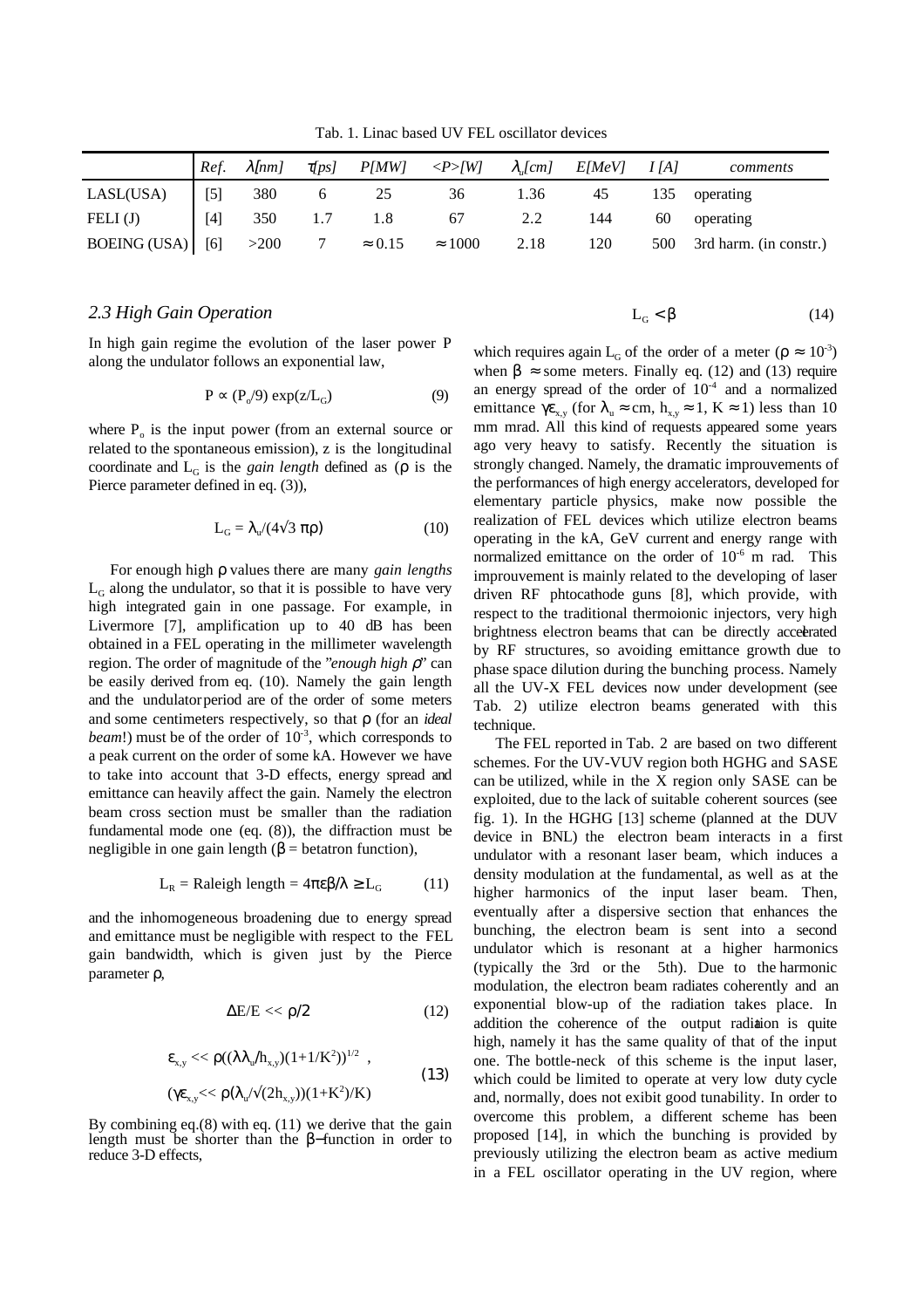Tab. 1. Linac based UV FEL oscillator devices

| | *Ref.* | *λ[nm]* | *τ[ps]* | *P[MW]* | *<P>[W]* | *$\lambda_u$[cm]* | *E[MeV]* | *I [A]* | *comments* |
|---|---|---|---|---|---|---|---|---|---|
| LASL(USA) | [5] | 380 | 6 | 25 | 36 | 1.36 | 45 | 135 | operating |
| FELI (J) | [4] | 350 | 1.7 | 1.8 | 67 | 2.2 | 144 | 60 | operating |
| BOEING (USA) | [6] | >200 | 7 | ≈ 0.15 | ≈ 1000 | 2.18 | 120 | 500 | 3rd harm. (in constr.) |

### 2.3 High Gain Operation

In high gain regime the evolution of the laser power P along the undulator follows an exponential law,

$$P \propto (P_o/9)\exp(z/L_G) \tag{9}$$

where $P_o$ is the input power (from an external source or related to the spontaneous emission), z is the longitudinal coordinate and $L_G$ is the *gain length* defined as (ρ is the Pierce parameter defined in eq. (3)),

$$L_G = \lambda_u/(4\sqrt{3}\,\pi\rho) \tag{10}$$

For enough high ρ values there are many *gain lengths* $L_G$ along the undulator, so that it is possible to have very high integrated gain in one passage. For example, in Livermore [7], amplification up to 40 dB has been obtained in a FEL operating in the millimeter wavelength region. The order of magnitude of the "*enough high ρ*" can be easily derived from eq. (10). Namely the gain length and the undulator period are of the order of some meters and some centimeters respectively, so that ρ (for an *ideal beam*!) must be of the order of $10^{-3}$, which corresponds to a peak current on the order of some kA. However we have to take into account that 3-D effects, energy spread and emittance can heavily affect the gain. Namely the electron beam cross section must be smaller than the radiation fundamental mode one (eq. (8)), the diffraction must be negligible in one gain length (β = betatron function),

$$L_R = \text{Raleigh length} = 4\pi\varepsilon\beta/\lambda \geq L_G \tag{11}$$

and the inhomogeneous broadening due to energy spread and emittance must be negligible with respect to the FEL gain bandwidth, which is given just by the Pierce parameter ρ,

$$\Delta E/E << \rho/2 \tag{12}$$

$$\varepsilon_{x,y} << \rho((\lambda\lambda_u/h_{x,y})(1+1/K^2))^{1/2}\ ,$$
$$(\gamma\varepsilon_{x,y} << \rho(\lambda_u/\sqrt{(2h_{x,y})})(1+K^2)/K) \tag{13}$$

By combining eq.(8) with eq. (11) we derive that the gain length must be shorter than the β−function in order to reduce 3-D effects,

$$L_G < \beta \tag{14}$$

which requires again $L_G$ of the order of a meter ($\rho \approx 10^{-3}$) when $\beta \approx$ some meters. Finally eq. (12) and (13) require an energy spread of the order of $10^{-4}$ and a normalized emittance $\gamma\varepsilon_{x,y}$ (for $\lambda_u \approx$ cm, $h_{x,y} \approx 1$, $K \approx 1$) less than 10 mm mrad. All this kind of requests appeared some years ago very heavy to satisfy. Recently the situation is strongly changed. Namely, the dramatic improuvements of the performances of high energy accelerators, developed for elementary particle physics, make now possible the realization of FEL devices which utilize electron beams operating in the kA, GeV current and energy range with normalized emittance on the order of $10^{-6}$ m rad. This improuvement is mainly related to the developing of laser driven RF phtocathode guns [8], which provide, with respect to the traditional thermoionic injectors, very high brightness electron beams that can be directly accelerated by RF structures, so avoiding emittance growth due to phase space dilution during the bunching process. Namely all the UV-X FEL devices now under development (see Tab. 2) utilize electron beams generated with this technique.

The FEL reported in Tab. 2 are based on two different schemes. For the UV-VUV region both HGHG and SASE can be utilized, while in the X region only SASE can be exploited, due to the lack of suitable coherent sources (see fig. 1). In the HGHG [13] scheme (planned at the DUV device in BNL) the electron beam interacts in a first undulator with a resonant laser beam, which induces a density modulation at the fundamental, as well as at the higher harmonics of the input laser beam. Then, eventually after a dispersive section that enhances the bunching, the electron beam is sent into a second undulator which is resonant at a higher harmonics (typically the 3rd or the 5th). Due to the harmonic modulation, the electron beam radiates coherently and an exponential blow-up of the radiation takes place. In addition the coherence of the output radiation is quite high, namely it has the same quality of that of the input one. The bottle-neck of this scheme is the input laser, which could be limited to operate at very low duty cycle and, normally, does not exibit good tunability. In order to overcome this problem, a different scheme has been proposed [14], in which the bunching is provided by previously utilizing the electron beam as active medium in a FEL oscillator operating in the UV region, where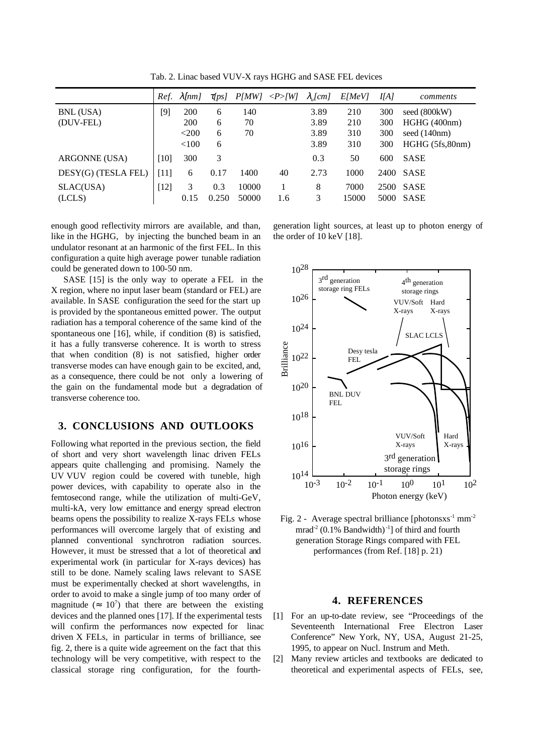Tab. 2. Linac based VUV-X rays HGHG and SASE FEL devices

| | *Ref.* | $\lambda$*[nm]* | $\tau$*[ps]* | *P[MW]* | *<P>[W]* | $\lambda_u$*[cm]* | *E[MeV]* | *I[A]* | *comments* |
|---|---|---|---|---|---|---|---|---|---|
| BNL (USA) | [9] | 200 | 6 | 140 | | 3.89 | 210 | 300 | seed (800kW) |
| (DUV-FEL) | | 200 | 6 | 70 | | 3.89 | 210 | 300 | HGHG (400nm) |
| | | <200 | 6 | 70 | | 3.89 | 310 | 300 | seed (140nm) |
| | | <100 | 6 | | | 3.89 | 310 | 300 | HGHG (5fs,80nm) |
| ARGONNE (USA) | [10] | 300 | 3 | | | 0.3 | 50 | 600 | SASE |
| DESY(G) (TESLA FEL) | [11] | 6 | 0.17 | 1400 | 40 | 2.73 | 1000 | 2400 | SASE |
| SLAC(USA) | [12] | 3 | 0.3 | 10000 | 1 | 8 | 7000 | 2500 | SASE |
| (LCLS) | | 0.15 | 0.250 | 50000 | 1.6 | 3 | 15000 | 5000 | SASE |

enough good reflectivity mirrors are available, and than, like in the HGHG, by injecting the bunched beam in an undulator resonant at an harmonic of the first FEL. In this configuration a quite high average power tunable radiation could be generated down to 100-50 nm.

SASE [15] is the only way to operate a FEL in the X region, where no input laser beam (standard or FEL) are available. In SASE configuration the seed for the start up is provided by the spontaneous emitted power. The output radiation has a temporal coherence of the same kind of the spontaneous one [16], while, if condition (8) is satisfied, it has a fully transverse coherence. It is worth to stress that when condition (8) is not satisfied, higher order transverse modes can have enough gain to be excited, and, as a consequence, there could be not only a lowering of the gain on the fundamental mode but a degradation of transverse coherence too.

## 3. CONCLUSIONS AND OUTLOOKS

Following what reported in the previous section, the field of short and very short wavelength linac driven FELs appears quite challenging and promising. Namely the UV VUV region could be covered with tuneble, high power devices, with capability to operate also in the femtosecond range, while the utilization of multi-GeV, multi-kA, very low emittance and energy spread electron beams opens the possibility to realize X-rays FELs whose performances will overcome largely that of existing and planned conventional synchrotron radiation sources. However, it must be stressed that a lot of theoretical and experimental work (in particular for X-rays devices) has still to be done. Namely scaling laws relevant to SASE must be experimentally checked at short wavelengths, in order to avoid to make a single jump of too many order of magnitude ($\approx 10^7$) that there are between the existing devices and the planned ones [17]. If the experimental tests will confirm the performances now expected for linac driven X FELs, in particular in terms of brilliance, see fig. 2, there is a quite wide agreement on the fact that this technology will be very competitive, with respect to the classical storage ring configuration, for the fourth-generation light sources, at least up to photon energy of the order of 10 keV [18].

Fig. 2 - Average spectral brilliance [photonsxs$^{-1}$ mm$^{-2}$ mrad$^{-2}$ (0.1% Bandwidth)$^{-1}$] of third and fourth generation Storage Rings compared with FEL performances (from Ref. [18] p. 21)

## 4. REFERENCES

[1] For an up-to-date review, see "Proceedings of the Seventeenth International Free Electron Laser Conference" New York, NY, USA, August 21-25, 1995, to appear on Nucl. Instrum and Meth.

[2] Many review articles and textbooks are dedicated to theoretical and experimental aspects of FELs, see,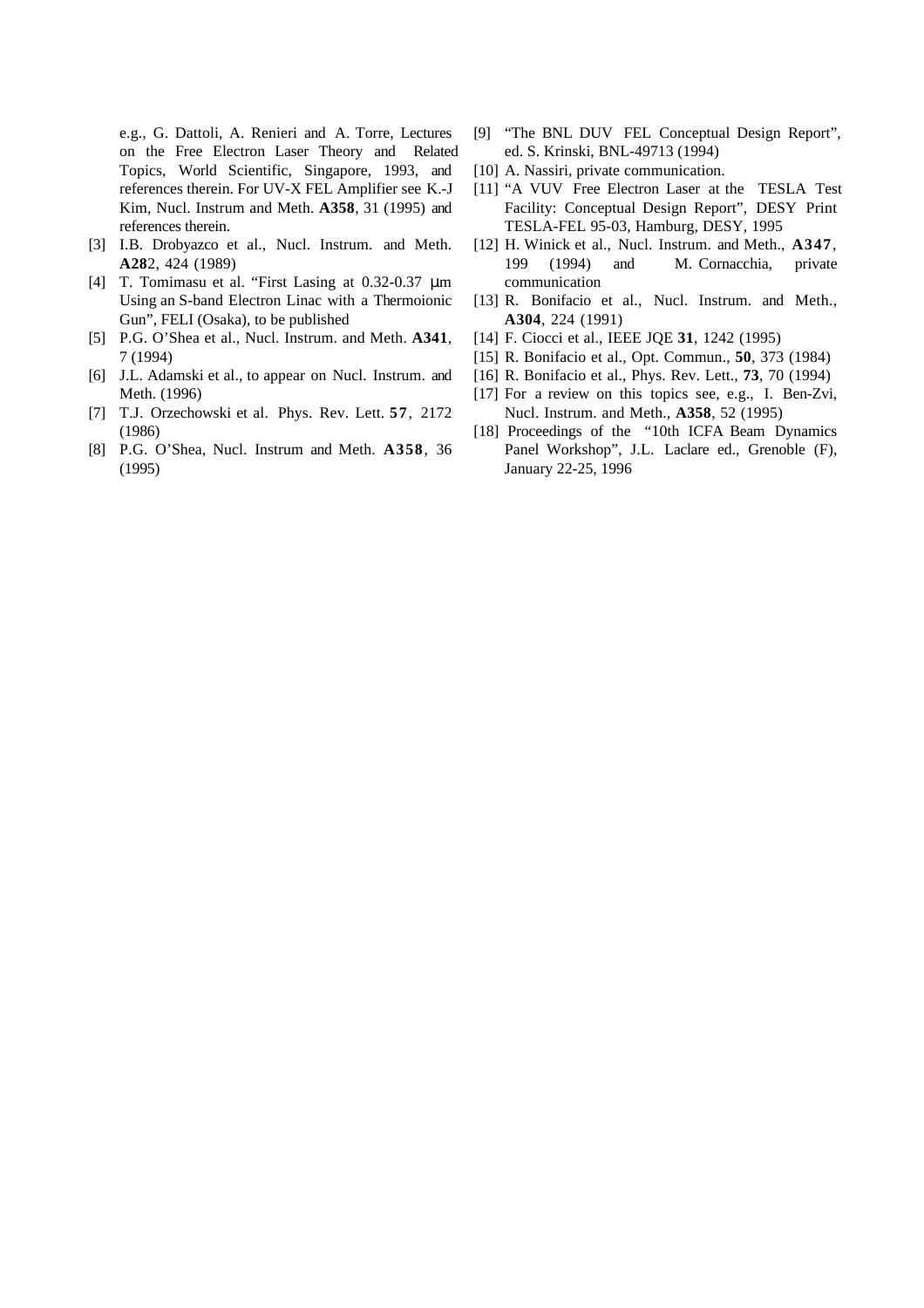e.g., G. Dattoli, A. Renieri and A. Torre, Lectures on the Free Electron Laser Theory and Related Topics, World Scientific, Singapore, 1993, and references therein. For UV-X FEL Amplifier see K.-J Kim, Nucl. Instrum and Meth. **A358**, 31 (1995) and references therein.

[3] I.B. Drobyazco et al., Nucl. Instrum. and Meth. **A28**2, 424 (1989)

[4] T. Tomimasu et al. "First Lasing at 0.32-0.37 μm Using an S-band Electron Linac with a Thermoionic Gun", FELI (Osaka), to be published

[5] P.G. O'Shea et al., Nucl. Instrum. and Meth. **A341**, 7 (1994)

[6] J.L. Adamski et al., to appear on Nucl. Instrum. and Meth. (1996)

[7] T.J. Orzechowski et al. Phys. Rev. Lett. **57**, 2172 (1986)

[8] P.G. O'Shea, Nucl. Instrum and Meth. **A358**, 36 (1995)

[9] "The BNL DUV FEL Conceptual Design Report", ed. S. Krinski, BNL-49713 (1994)

[10] A. Nassiri, private communication.

[11] "A VUV Free Electron Laser at the TESLA Test Facility: Conceptual Design Report", DESY Print TESLA-FEL 95-03, Hamburg, DESY, 1995

[12] H. Winick et al., Nucl. Instrum. and Meth., **A347**, 199 (1994) and M. Cornacchia, private communication

[13] R. Bonifacio et al., Nucl. Instrum. and Meth., **A304**, 224 (1991)

[14] F. Ciocci et al., IEEE JQE **31**, 1242 (1995)

[15] R. Bonifacio et al., Opt. Commun., **50**, 373 (1984)

[16] R. Bonifacio et al., Phys. Rev. Lett., **73**, 70 (1994)

[17] For a review on this topics see, e.g., I. Ben-Zvi, Nucl. Instrum. and Meth., **A358**, 52 (1995)

[18] Proceedings of the "10th ICFA Beam Dynamics Panel Workshop", J.L. Laclare ed., Grenoble (F), January 22-25, 1996